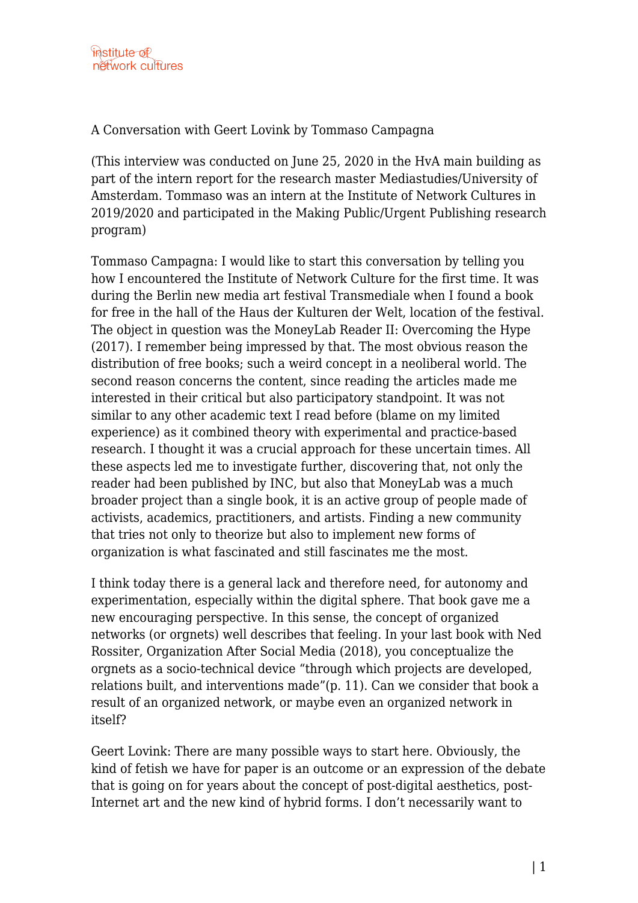A Conversation with Geert Lovink by Tommaso Campagna

(This interview was conducted on June 25, 2020 in the HvA main building as part of the intern report for the research master Mediastudies/University of Amsterdam. Tommaso was an intern at the Institute of Network Cultures in 2019/2020 and participated in the Making Public/Urgent Publishing research program)

Tommaso Campagna: I would like to start this conversation by telling you how I encountered the Institute of Network Culture for the first time. It was during the Berlin new media art festival Transmediale when I found a book for free in the hall of the Haus der Kulturen der Welt, location of the festival. The object in question was the MoneyLab Reader II: Overcoming the Hype (2017). I remember being impressed by that. The most obvious reason the distribution of free books; such a weird concept in a neoliberal world. The second reason concerns the content, since reading the articles made me interested in their critical but also participatory standpoint. It was not similar to any other academic text I read before (blame on my limited experience) as it combined theory with experimental and practice-based research. I thought it was a crucial approach for these uncertain times. All these aspects led me to investigate further, discovering that, not only the reader had been published by INC, but also that MoneyLab was a much broader project than a single book, it is an active group of people made of activists, academics, practitioners, and artists. Finding a new community that tries not only to theorize but also to implement new forms of organization is what fascinated and still fascinates me the most.

I think today there is a general lack and therefore need, for autonomy and experimentation, especially within the digital sphere. That book gave me a new encouraging perspective. In this sense, the concept of organized networks (or orgnets) well describes that feeling. In your last book with Ned Rossiter, Organization After Social Media (2018), you conceptualize the orgnets as a socio-technical device "through which projects are developed, relations built, and interventions made"(p. 11). Can we consider that book a result of an organized network, or maybe even an organized network in itself?

Geert Lovink: There are many possible ways to start here. Obviously, the kind of fetish we have for paper is an outcome or an expression of the debate that is going on for years about the concept of post-digital aesthetics, post-Internet art and the new kind of hybrid forms. I don't necessarily want to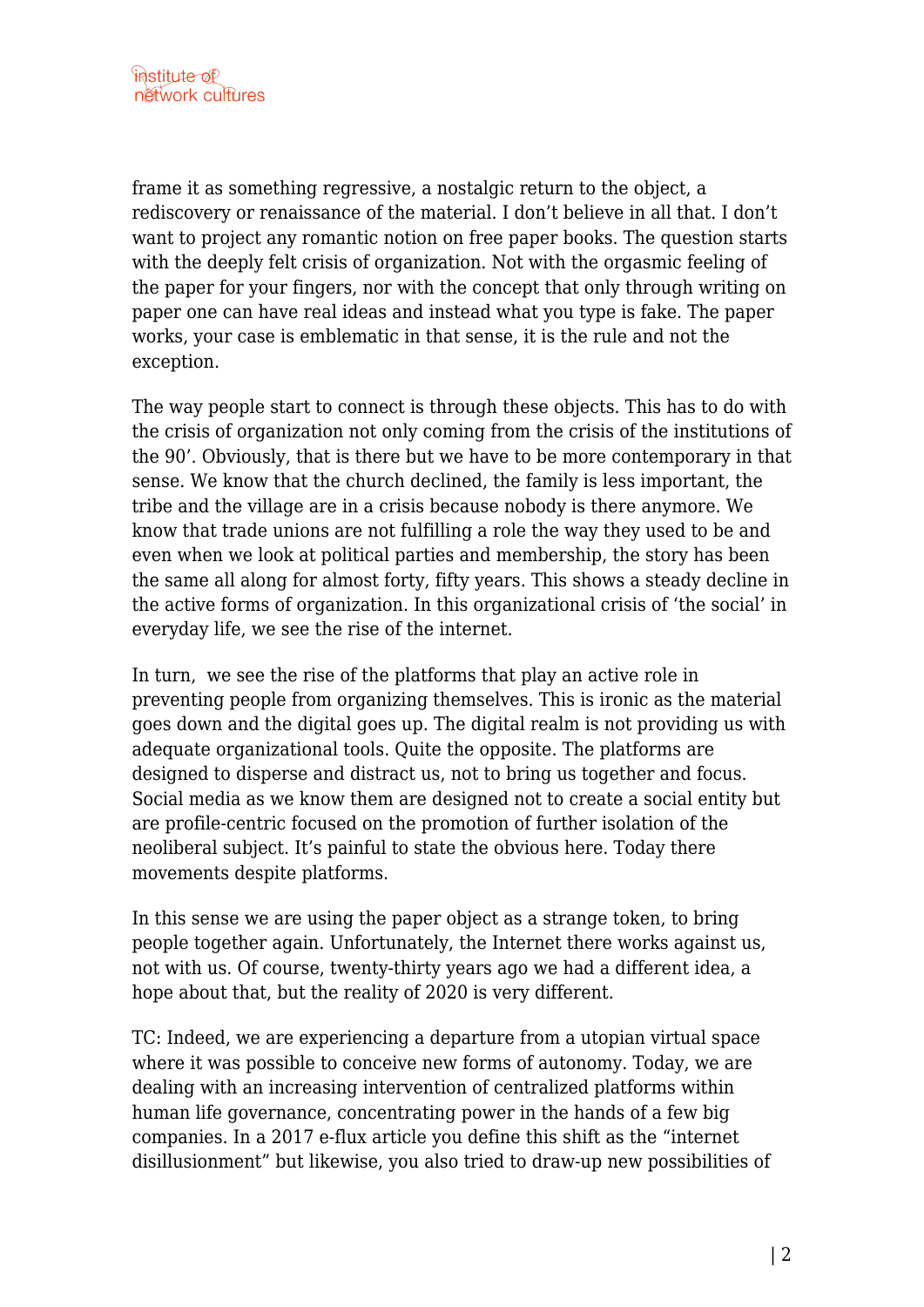frame it as something regressive, a nostalgic return to the object, a rediscovery or renaissance of the material. I don't believe in all that. I don't want to project any romantic notion on free paper books. The question starts with the deeply felt crisis of organization. Not with the orgasmic feeling of the paper for your fingers, nor with the concept that only through writing on paper one can have real ideas and instead what you type is fake. The paper works, your case is emblematic in that sense, it is the rule and not the exception.

The way people start to connect is through these objects. This has to do with the crisis of organization not only coming from the crisis of the institutions of the 90'. Obviously, that is there but we have to be more contemporary in that sense. We know that the church declined, the family is less important, the tribe and the village are in a crisis because nobody is there anymore. We know that trade unions are not fulfilling a role the way they used to be and even when we look at political parties and membership, the story has been the same all along for almost forty, fifty years. This shows a steady decline in the active forms of organization. In this organizational crisis of 'the social' in everyday life, we see the rise of the internet.

In turn, we see the rise of the platforms that play an active role in preventing people from organizing themselves. This is ironic as the material goes down and the digital goes up. The digital realm is not providing us with adequate organizational tools. Quite the opposite. The platforms are designed to disperse and distract us, not to bring us together and focus. Social media as we know them are designed not to create a social entity but are profile-centric focused on the promotion of further isolation of the neoliberal subject. It's painful to state the obvious here. Today there movements despite platforms.

In this sense we are using the paper object as a strange token, to bring people together again. Unfortunately, the Internet there works against us, not with us. Of course, twenty-thirty years ago we had a different idea, a hope about that, but the reality of 2020 is very different.

TC: Indeed, we are experiencing a departure from a utopian virtual space where it was possible to conceive new forms of autonomy. Today, we are dealing with an increasing intervention of centralized platforms within human life governance, concentrating power in the hands of a few big companies. In a 2017 e-flux article you define this shift as the "internet disillusionment" but likewise, you also tried to draw-up new possibilities of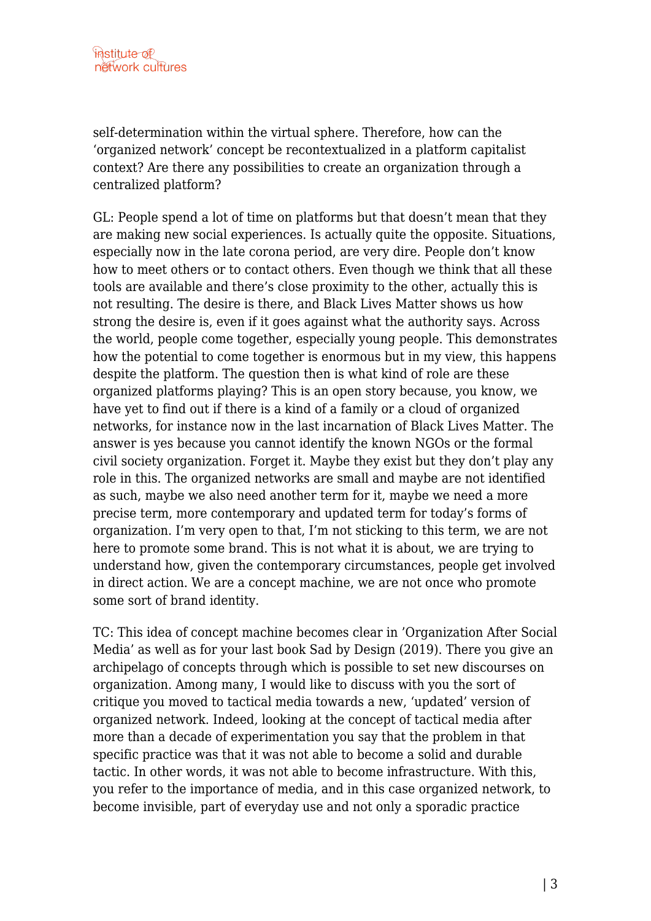self-determination within the virtual sphere. Therefore, how can the 'organized network' concept be recontextualized in a platform capitalist context? Are there any possibilities to create an organization through a centralized platform?

GL: People spend a lot of time on platforms but that doesn't mean that they are making new social experiences. Is actually quite the opposite. Situations, especially now in the late corona period, are very dire. People don't know how to meet others or to contact others. Even though we think that all these tools are available and there's close proximity to the other, actually this is not resulting. The desire is there, and Black Lives Matter shows us how strong the desire is, even if it goes against what the authority says. Across the world, people come together, especially young people. This demonstrates how the potential to come together is enormous but in my view, this happens despite the platform. The question then is what kind of role are these organized platforms playing? This is an open story because, you know, we have yet to find out if there is a kind of a family or a cloud of organized networks, for instance now in the last incarnation of Black Lives Matter. The answer is yes because you cannot identify the known NGOs or the formal civil society organization. Forget it. Maybe they exist but they don't play any role in this. The organized networks are small and maybe are not identified as such, maybe we also need another term for it, maybe we need a more precise term, more contemporary and updated term for today's forms of organization. I'm very open to that, I'm not sticking to this term, we are not here to promote some brand. This is not what it is about, we are trying to understand how, given the contemporary circumstances, people get involved in direct action. We are a concept machine, we are not once who promote some sort of brand identity.

TC: This idea of concept machine becomes clear in 'Organization After Social Media' as well as for your last book Sad by Design (2019). There you give an archipelago of concepts through which is possible to set new discourses on organization. Among many, I would like to discuss with you the sort of critique you moved to tactical media towards a new, 'updated' version of organized network. Indeed, looking at the concept of tactical media after more than a decade of experimentation you say that the problem in that specific practice was that it was not able to become a solid and durable tactic. In other words, it was not able to become infrastructure. With this, you refer to the importance of media, and in this case organized network, to become invisible, part of everyday use and not only a sporadic practice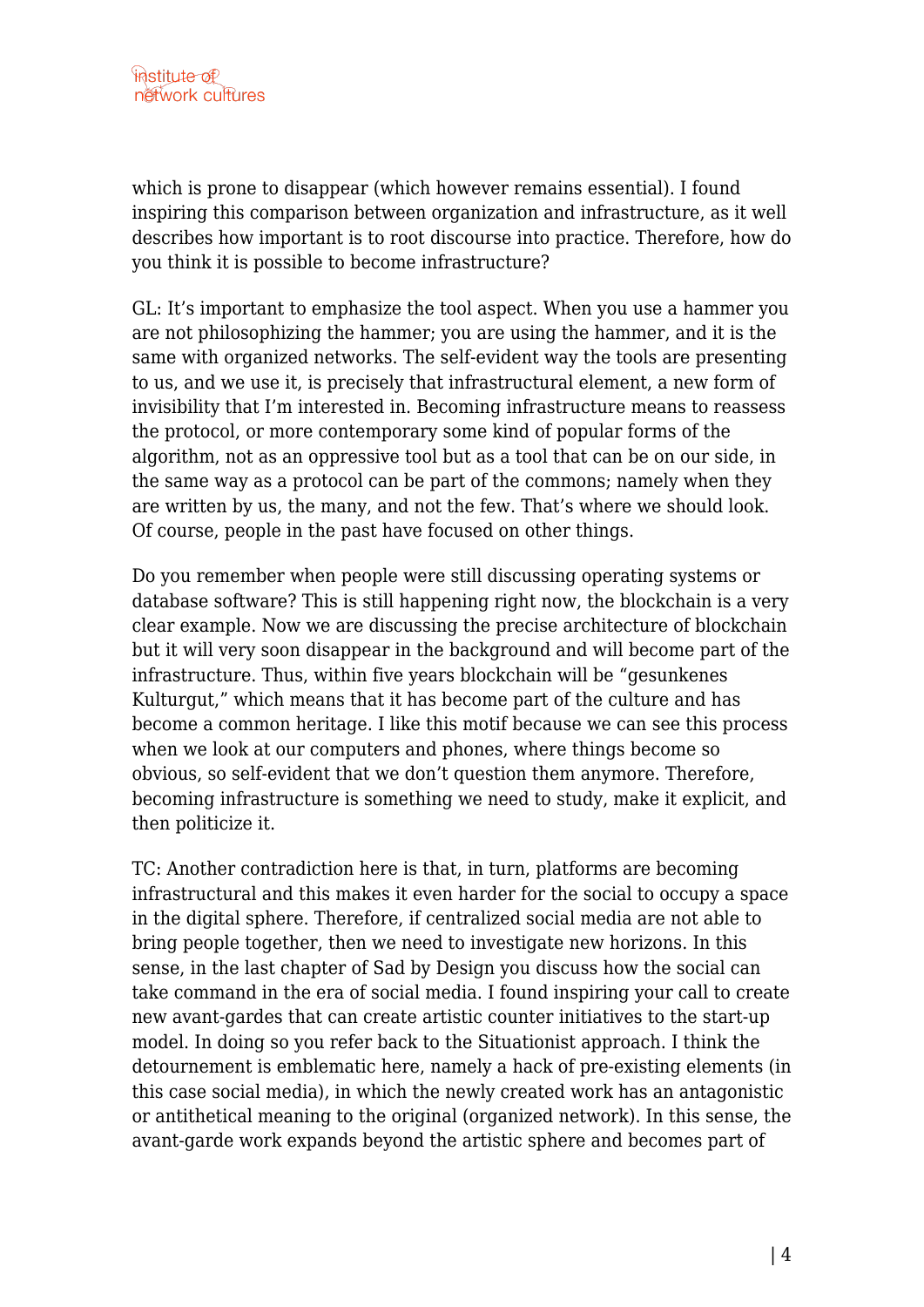which is prone to disappear (which however remains essential). I found inspiring this comparison between organization and infrastructure, as it well describes how important is to root discourse into practice. Therefore, how do you think it is possible to become infrastructure?

GL: It's important to emphasize the tool aspect. When you use a hammer you are not philosophizing the hammer; you are using the hammer, and it is the same with organized networks. The self-evident way the tools are presenting to us, and we use it, is precisely that infrastructural element, a new form of invisibility that I'm interested in. Becoming infrastructure means to reassess the protocol, or more contemporary some kind of popular forms of the algorithm, not as an oppressive tool but as a tool that can be on our side, in the same way as a protocol can be part of the commons; namely when they are written by us, the many, and not the few. That's where we should look. Of course, people in the past have focused on other things.

Do you remember when people were still discussing operating systems or database software? This is still happening right now, the blockchain is a very clear example. Now we are discussing the precise architecture of blockchain but it will very soon disappear in the background and will become part of the infrastructure. Thus, within five years blockchain will be "gesunkenes Kulturgut," which means that it has become part of the culture and has become a common heritage. I like this motif because we can see this process when we look at our computers and phones, where things become so obvious, so self-evident that we don't question them anymore. Therefore, becoming infrastructure is something we need to study, make it explicit, and then politicize it.

TC: Another contradiction here is that, in turn, platforms are becoming infrastructural and this makes it even harder for the social to occupy a space in the digital sphere. Therefore, if centralized social media are not able to bring people together, then we need to investigate new horizons. In this sense, in the last chapter of Sad by Design you discuss how the social can take command in the era of social media. I found inspiring your call to create new avant-gardes that can create artistic counter initiatives to the start-up model. In doing so you refer back to the Situationist approach. I think the detournement is emblematic here, namely a hack of pre-existing elements (in this case social media), in which the newly created work has an antagonistic or antithetical meaning to the original (organized network). In this sense, the avant-garde work expands beyond the artistic sphere and becomes part of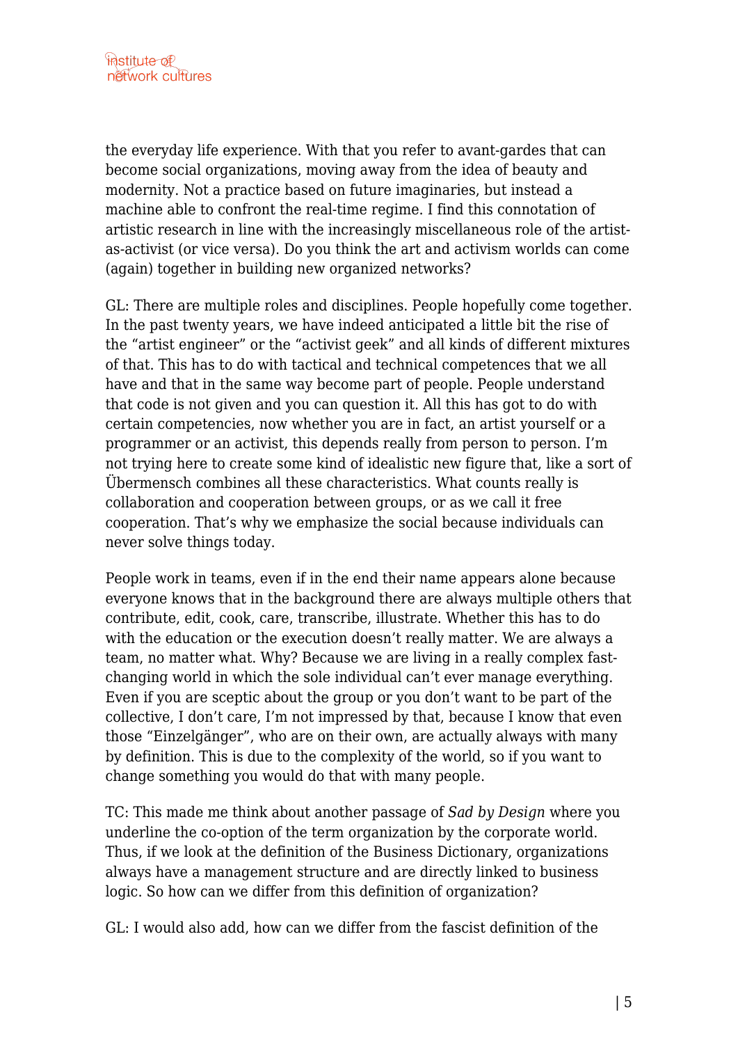the everyday life experience. With that you refer to avant-gardes that can become social organizations, moving away from the idea of beauty and modernity. Not a practice based on future imaginaries, but instead a machine able to confront the real-time regime. I find this connotation of artistic research in line with the increasingly miscellaneous role of the artist-as-activist (or vice versa). Do you think the art and activism worlds can come (again) together in building new organized networks?

GL: There are multiple roles and disciplines. People hopefully come together. In the past twenty years, we have indeed anticipated a little bit the rise of the "artist engineer" or the "activist geek" and all kinds of different mixtures of that. This has to do with tactical and technical competences that we all have and that in the same way become part of people. People understand that code is not given and you can question it. All this has got to do with certain competencies, now whether you are in fact, an artist yourself or a programmer or an activist, this depends really from person to person. I'm not trying here to create some kind of idealistic new figure that, like a sort of Übermensch combines all these characteristics. What counts really is collaboration and cooperation between groups, or as we call it free cooperation. That's why we emphasize the social because individuals can never solve things today.

People work in teams, even if in the end their name appears alone because everyone knows that in the background there are always multiple others that contribute, edit, cook, care, transcribe, illustrate. Whether this has to do with the education or the execution doesn't really matter. We are always a team, no matter what. Why? Because we are living in a really complex fast-changing world in which the sole individual can't ever manage everything. Even if you are sceptic about the group or you don't want to be part of the collective, I don't care, I'm not impressed by that, because I know that even those "Einzelgänger", who are on their own, are actually always with many by definition. This is due to the complexity of the world, so if you want to change something you would do that with many people.

TC: This made me think about another passage of *Sad by Design* where you underline the co-option of the term organization by the corporate world. Thus, if we look at the definition of the Business Dictionary, organizations always have a management structure and are directly linked to business logic. So how can we differ from this definition of organization?

GL: I would also add, how can we differ from the fascist definition of the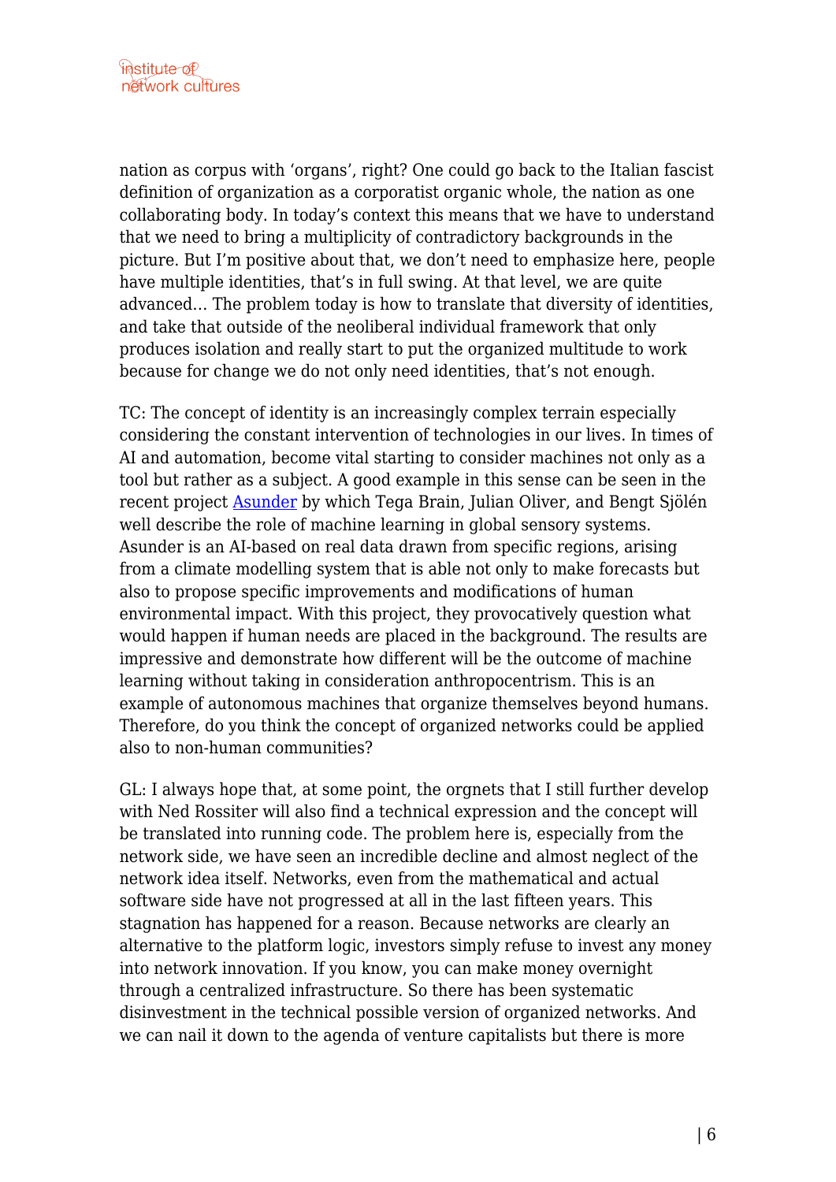nation as corpus with 'organs', right? One could go back to the Italian fascist definition of organization as a corporatist organic whole, the nation as one collaborating body. In today's context this means that we have to understand that we need to bring a multiplicity of contradictory backgrounds in the picture. But I'm positive about that, we don't need to emphasize here, people have multiple identities, that's in full swing. At that level, we are quite advanced… The problem today is how to translate that diversity of identities, and take that outside of the neoliberal individual framework that only produces isolation and really start to put the organized multitude to work because for change we do not only need identities, that's not enough.

TC: The concept of identity is an increasingly complex terrain especially considering the constant intervention of technologies in our lives. In times of AI and automation, become vital starting to consider machines not only as a tool but rather as a subject. A good example in this sense can be seen in the recent project [Asunder] by which Tega Brain, Julian Oliver, and Bengt Sjölén well describe the role of machine learning in global sensory systems. Asunder is an AI-based on real data drawn from specific regions, arising from a climate modelling system that is able not only to make forecasts but also to propose specific improvements and modifications of human environmental impact. With this project, they provocatively question what would happen if human needs are placed in the background. The results are impressive and demonstrate how different will be the outcome of machine learning without taking in consideration anthropocentrism. This is an example of autonomous machines that organize themselves beyond humans. Therefore, do you think the concept of organized networks could be applied also to non-human communities?

GL: I always hope that, at some point, the orgnets that I still further develop with Ned Rossiter will also find a technical expression and the concept will be translated into running code. The problem here is, especially from the network side, we have seen an incredible decline and almost neglect of the network idea itself. Networks, even from the mathematical and actual software side have not progressed at all in the last fifteen years. This stagnation has happened for a reason. Because networks are clearly an alternative to the platform logic, investors simply refuse to invest any money into network innovation. If you know, you can make money overnight through a centralized infrastructure. So there has been systematic disinvestment in the technical possible version of organized networks. And we can nail it down to the agenda of venture capitalists but there is more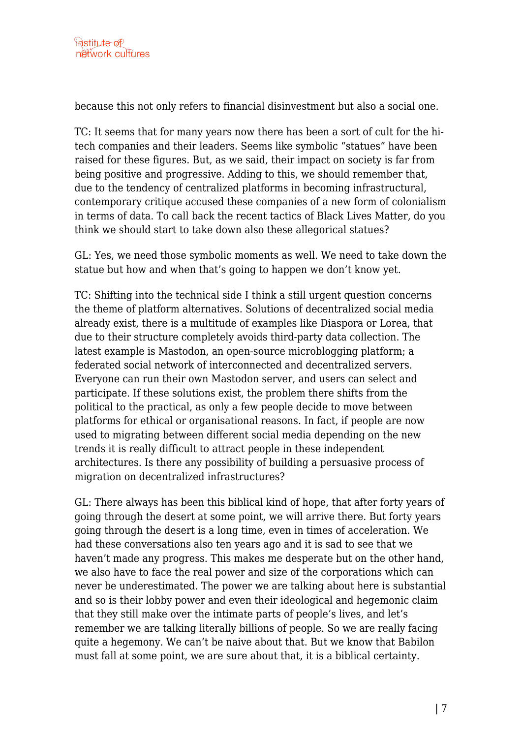because this not only refers to financial disinvestment but also a social one.

TC: It seems that for many years now there has been a sort of cult for the hi-tech companies and their leaders. Seems like symbolic "statues" have been raised for these figures. But, as we said, their impact on society is far from being positive and progressive. Adding to this, we should remember that, due to the tendency of centralized platforms in becoming infrastructural, contemporary critique accused these companies of a new form of colonialism in terms of data. To call back the recent tactics of Black Lives Matter, do you think we should start to take down also these allegorical statues?

GL: Yes, we need those symbolic moments as well. We need to take down the statue but how and when that's going to happen we don't know yet.

TC: Shifting into the technical side I think a still urgent question concerns the theme of platform alternatives. Solutions of decentralized social media already exist, there is a multitude of examples like Diaspora or Lorea, that due to their structure completely avoids third-party data collection. The latest example is Mastodon, an open-source microblogging platform; a federated social network of interconnected and decentralized servers. Everyone can run their own Mastodon server, and users can select and participate. If these solutions exist, the problem there shifts from the political to the practical, as only a few people decide to move between platforms for ethical or organisational reasons. In fact, if people are now used to migrating between different social media depending on the new trends it is really difficult to attract people in these independent architectures. Is there any possibility of building a persuasive process of migration on decentralized infrastructures?

GL: There always has been this biblical kind of hope, that after forty years of going through the desert at some point, we will arrive there. But forty years going through the desert is a long time, even in times of acceleration. We had these conversations also ten years ago and it is sad to see that we haven't made any progress. This makes me desperate but on the other hand, we also have to face the real power and size of the corporations which can never be underestimated. The power we are talking about here is substantial and so is their lobby power and even their ideological and hegemonic claim that they still make over the intimate parts of people's lives, and let's remember we are talking literally billions of people. So we are really facing quite a hegemony. We can't be naive about that. But we know that Babilon must fall at some point, we are sure about that, it is a biblical certainty.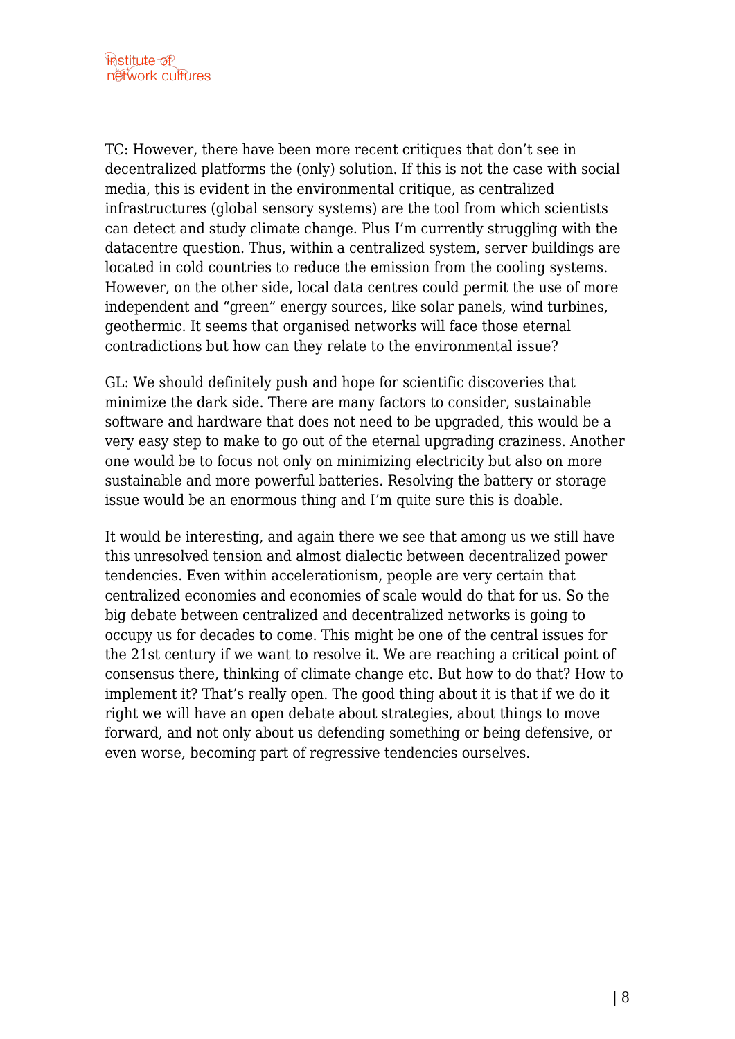TC: However, there have been more recent critiques that don't see in decentralized platforms the (only) solution. If this is not the case with social media, this is evident in the environmental critique, as centralized infrastructures (global sensory systems) are the tool from which scientists can detect and study climate change. Plus I'm currently struggling with the datacentre question. Thus, within a centralized system, server buildings are located in cold countries to reduce the emission from the cooling systems. However, on the other side, local data centres could permit the use of more independent and "green" energy sources, like solar panels, wind turbines, geothermic. It seems that organised networks will face those eternal contradictions but how can they relate to the environmental issue?

GL: We should definitely push and hope for scientific discoveries that minimize the dark side. There are many factors to consider, sustainable software and hardware that does not need to be upgraded, this would be a very easy step to make to go out of the eternal upgrading craziness. Another one would be to focus not only on minimizing electricity but also on more sustainable and more powerful batteries. Resolving the battery or storage issue would be an enormous thing and I'm quite sure this is doable.

It would be interesting, and again there we see that among us we still have this unresolved tension and almost dialectic between decentralized power tendencies. Even within accelerationism, people are very certain that centralized economies and economies of scale would do that for us. So the big debate between centralized and decentralized networks is going to occupy us for decades to come. This might be one of the central issues for the 21st century if we want to resolve it. We are reaching a critical point of consensus there, thinking of climate change etc. But how to do that? How to implement it? That's really open. The good thing about it is that if we do it right we will have an open debate about strategies, about things to move forward, and not only about us defending something or being defensive, or even worse, becoming part of regressive tendencies ourselves.